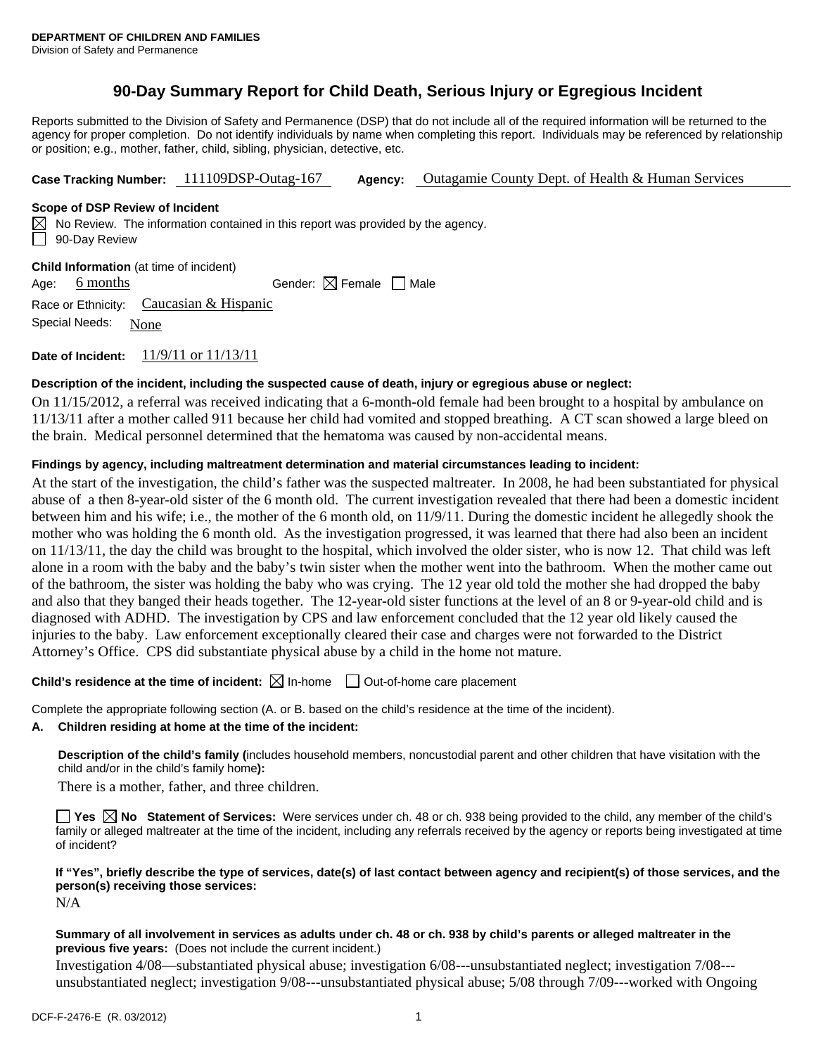**DEPARTMENT OF CHILDREN AND FAMILIES**
Division of Safety and Permanence

# 90-Day Summary Report for Child Death, Serious Injury or Egregious Incident

Reports submitted to the Division of Safety and Permanence (DSP) that do not include all of the required information will be returned to the agency for proper completion. Do not identify individuals by name when completing this report. Individuals may be referenced by relationship or position; e.g., mother, father, child, sibling, physician, detective, etc.

**Case Tracking Number:** 111109DSP-Outag-167 **Agency:** Outagamie County Dept. of Health & Human Services

**Scope of DSP Review of Incident**

☒ No Review. The information contained in this report was provided by the agency.
☐ 90-Day Review

**Child Information** (at time of incident)

Age: 6 months Gender: ☒ Female ☐ Male

Race or Ethnicity: Caucasian & Hispanic

Special Needs: None

**Date of Incident:** 11/9/11 or 11/13/11

**Description of the incident, including the suspected cause of death, injury or egregious abuse or neglect:**

On 11/15/2012, a referral was received indicating that a 6-month-old female had been brought to a hospital by ambulance on 11/13/11 after a mother called 911 because her child had vomited and stopped breathing. A CT scan showed a large bleed on the brain. Medical personnel determined that the hematoma was caused by non-accidental means.

**Findings by agency, including maltreatment determination and material circumstances leading to incident:**

At the start of the investigation, the child's father was the suspected maltreater. In 2008, he had been substantiated for physical abuse of a then 8-year-old sister of the 6 month old. The current investigation revealed that there had been a domestic incident between him and his wife; i.e., the mother of the 6 month old, on 11/9/11. During the domestic incident he allegedly shook the mother who was holding the 6 month old. As the investigation progressed, it was learned that there had also been an incident on 11/13/11, the day the child was brought to the hospital, which involved the older sister, who is now 12. That child was left alone in a room with the baby and the baby's twin sister when the mother went into the bathroom. When the mother came out of the bathroom, the sister was holding the baby who was crying. The 12 year old told the mother she had dropped the baby and also that they banged their heads together. The 12-year-old sister functions at the level of an 8 or 9-year-old child and is diagnosed with ADHD. The investigation by CPS and law enforcement concluded that the 12 year old likely caused the injuries to the baby. Law enforcement exceptionally cleared their case and charges were not forwarded to the District Attorney's Office. CPS did substantiate physical abuse by a child in the home not mature.

**Child's residence at the time of incident:** ☒ In-home ☐ Out-of-home care placement

Complete the appropriate following section (A. or B. based on the child's residence at the time of the incident).

**A. Children residing at home at the time of the incident:**

**Description of the child's family (**includes household members, noncustodial parent and other children that have visitation with the child and/or in the child's family home**):**

There is a mother, father, and three children.

☐ **Yes** ☒ **No** **Statement of Services:** Were services under ch. 48 or ch. 938 being provided to the child, any member of the child's family or alleged maltreater at the time of the incident, including any referrals received by the agency or reports being investigated at time of incident?

**If "Yes", briefly describe the type of services, date(s) of last contact between agency and recipient(s) of those services, and the person(s) receiving those services:**

N/A

**Summary of all involvement in services as adults under ch. 48 or ch. 938 by child's parents or alleged maltreater in the previous five years:** (Does not include the current incident.)

Investigation 4/08—substantiated physical abuse; investigation 6/08---unsubstantiated neglect; investigation 7/08---unsubstantiated neglect; investigation 9/08---unsubstantiated physical abuse; 5/08 through 7/09---worked with Ongoing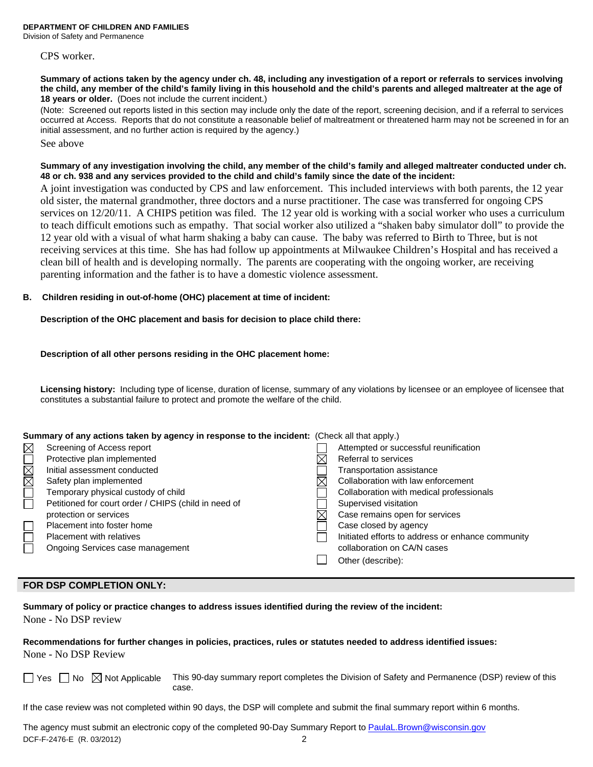**DEPARTMENT OF CHILDREN AND FAMILIES**
Division of Safety and Permanence

CPS worker.

**Summary of actions taken by the agency under ch. 48, including any investigation of a report or referrals to services involving the child, any member of the child's family living in this household and the child's parents and alleged maltreater at the age of 18 years or older.** (Does not include the current incident.)

(Note: Screened out reports listed in this section may include only the date of the report, screening decision, and if a referral to services occurred at Access. Reports that do not constitute a reasonable belief of maltreatment or threatened harm may not be screened in for an initial assessment, and no further action is required by the agency.)

See above

**Summary of any investigation involving the child, any member of the child's family and alleged maltreater conducted under ch. 48 or ch. 938 and any services provided to the child and child's family since the date of the incident:**

A joint investigation was conducted by CPS and law enforcement. This included interviews with both parents, the 12 year old sister, the maternal grandmother, three doctors and a nurse practitioner. The case was transferred for ongoing CPS services on 12/20/11. A CHIPS petition was filed. The 12 year old is working with a social worker who uses a curriculum to teach difficult emotions such as empathy. That social worker also utilized a "shaken baby simulator doll" to provide the 12 year old with a visual of what harm shaking a baby can cause. The baby was referred to Birth to Three, but is not receiving services at this time. She has had follow up appointments at Milwaukee Children's Hospital and has received a clean bill of health and is developing normally. The parents are cooperating with the ongoing worker, are receiving parenting information and the father is to have a domestic violence assessment.

**B. Children residing in out-of-home (OHC) placement at time of incident:**

**Description of the OHC placement and basis for decision to place child there:**

**Description of all other persons residing in the OHC placement home:**

**Licensing history:** Including type of license, duration of license, summary of any violations by licensee or an employee of licensee that constitutes a substantial failure to protect and promote the welfare of the child.

**Summary of any actions taken by agency in response to the incident:** (Check all that apply.)

- ☒ Screening of Access report
- ☐ Protective plan implemented
- ☒ Initial assessment conducted
- ☒ Safety plan implemented
- ☐ Temporary physical custody of child
- ☐ Petitioned for court order / CHIPS (child in need of protection or services
- ☐ Placement into foster home
- ☐ Placement with relatives
- ☐ Ongoing Services case management
- ☐ Attempted or successful reunification
- ☒ Referral to services
- ☐ Transportation assistance
- ☒ Collaboration with law enforcement
- ☐ Collaboration with medical professionals
- ☐ Supervised visitation
- ☒ Case remains open for services
- ☐ Case closed by agency
- ☐ Initiated efforts to address or enhance community collaboration on CA/N cases
- ☐ Other (describe):

**FOR DSP COMPLETION ONLY:**

**Summary of policy or practice changes to address issues identified during the review of the incident:**

None - No DSP review

**Recommendations for further changes in policies, practices, rules or statutes needed to address identified issues:**

None - No DSP Review

☐ Yes ☐ No ☒ Not Applicable This 90-day summary report completes the Division of Safety and Permanence (DSP) review of this case.

If the case review was not completed within 90 days, the DSP will complete and submit the final summary report within 6 months.

The agency must submit an electronic copy of the completed 90-Day Summary Report to PaulaL.Brown@wisconsin.gov

DCF-F-2476-E (R. 03/2012)